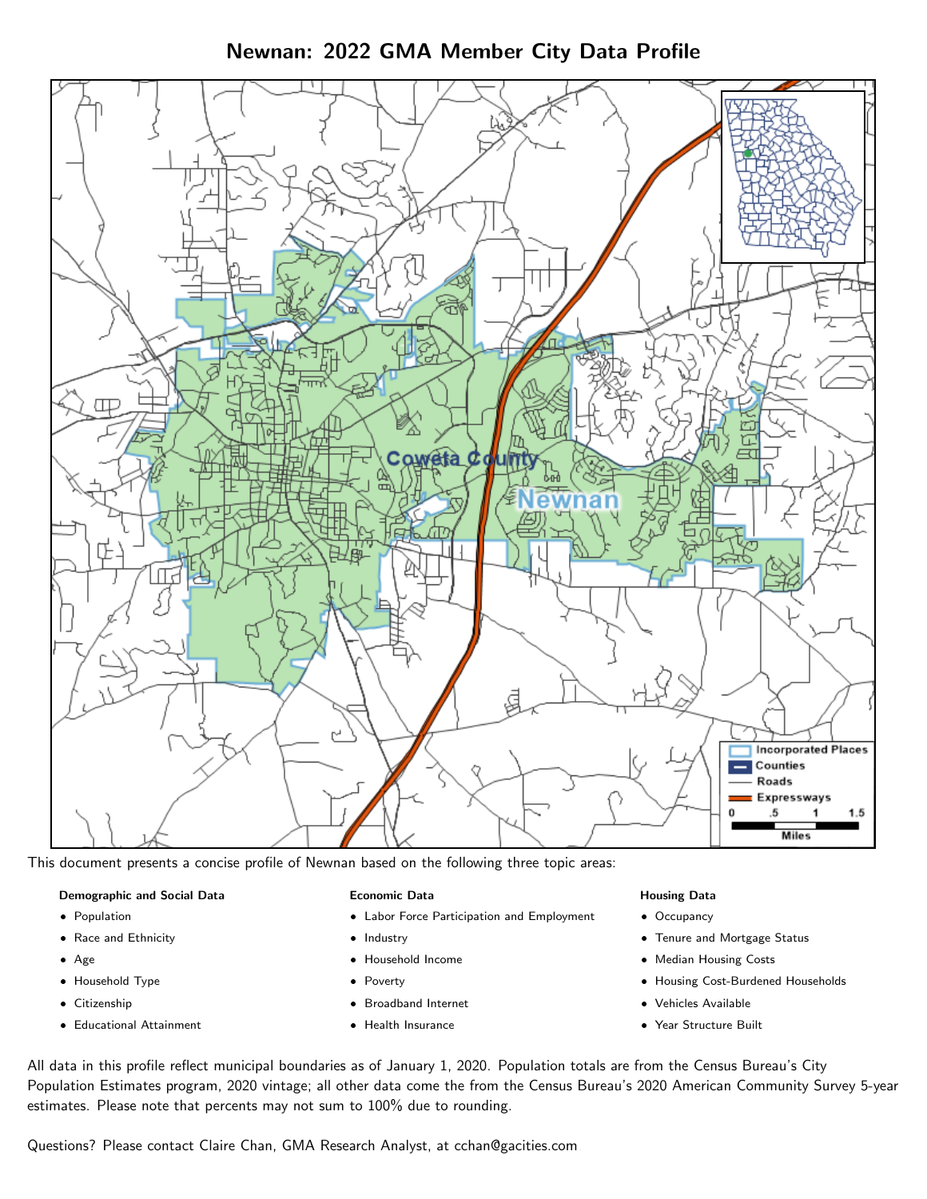# Newnan: 2022 GMA Member City Data Profile

This document presents a concise profile of Newnan based on the following three topic areas:

**Demographic and Social Data**

- Population
- Race and Ethnicity
- Age
- Household Type
- Citizenship
- Educational Attainment

**Economic Data**

- Labor Force Participation and Employment
- Industry
- Household Income
- Poverty
- Broadband Internet
- Health Insurance

**Housing Data**

- Occupancy
- Tenure and Mortgage Status
- Median Housing Costs
- Housing Cost-Burdened Households
- Vehicles Available
- Year Structure Built

All data in this profile reflect municipal boundaries as of January 1, 2020. Population totals are from the Census Bureau's City Population Estimates program, 2020 vintage; all other data come the from the Census Bureau's 2020 American Community Survey 5-year estimates. Please note that percents may not sum to 100% due to rounding.

Questions? Please contact Claire Chan, GMA Research Analyst, at cchan@gacities.com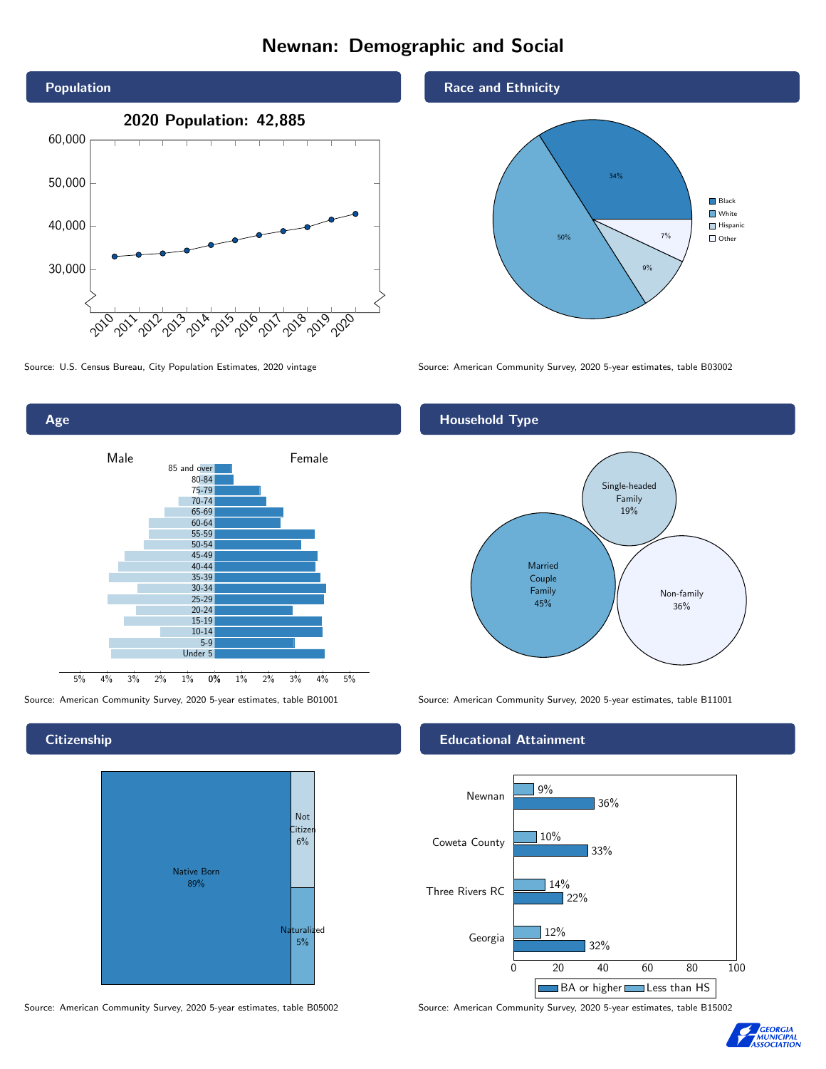# Newnan: Demographic and Social

## Population

2020 Population: 42,885

Source: U.S. Census Bureau, City Population Estimates, 2020 vintage

## Race and Ethnicity

| Race/Ethnicity | Percent |
|---|---|
| Black | 34% |
| White | 50% |
| Hispanic | 9% |
| Other | 7% |

Source: American Community Survey, 2020 5-year estimates, table B03002

## Age

Source: American Community Survey, 2020 5-year estimates, table B01001

## Household Type

| Household Type | Percent |
|---|---|
| Married Couple Family | 45% |
| Single-headed Family | 19% |
| Non-family | 36% |

Source: American Community Survey, 2020 5-year estimates, table B11001

## Citizenship

| Citizenship | Percent |
|---|---|
| Native Born | 89% |
| Not Citizen | 6% |
| Naturalized | 5% |

Source: American Community Survey, 2020 5-year estimates, table B05002

## Educational Attainment

| Area | Less than HS | BA or higher |
|---|---|---|
| Newnan | 9% | 36% |
| Coweta County | 10% | 33% |
| Three Rivers RC | 14% | 22% |
| Georgia | 12% | 32% |

Source: American Community Survey, 2020 5-year estimates, table B15002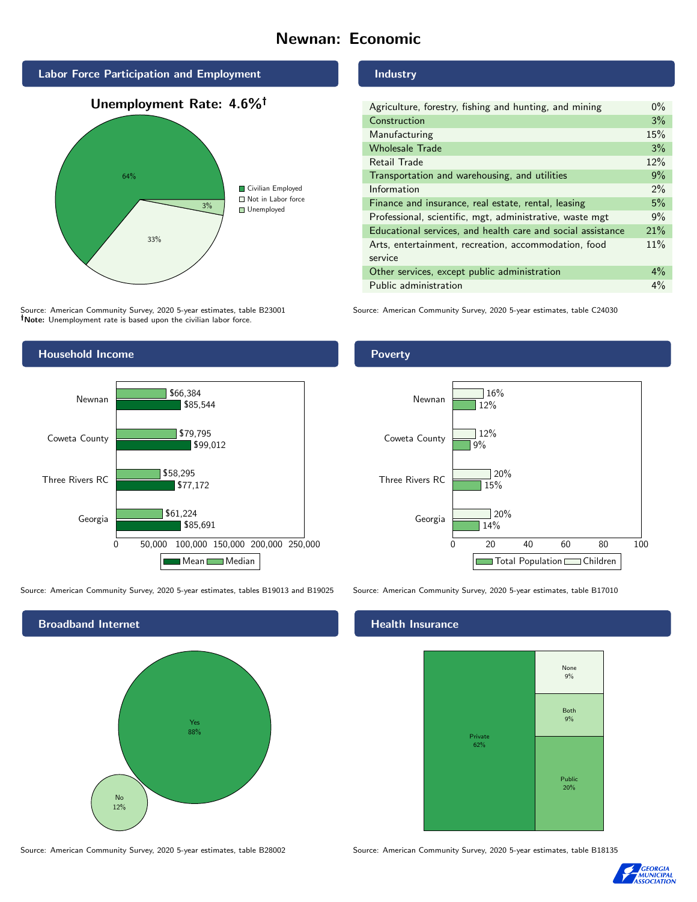# Newnan: Economic

## Labor Force Participation and Employment

**Unemployment Rate: 4.6%†**

| Category | Percent |
|---|---|
| Civilian Employed | 64% |
| Not in Labor force | 33% |
| Unemployed | 3% |

Source: American Community Survey, 2020 5-year estimates, table B23001
**†Note:** Unemployment rate is based upon the civilian labor force.

## Industry

| Industry | Percent |
|---|---|
| Agriculture, forestry, fishing and hunting, and mining | 0% |
| Construction | 3% |
| Manufacturing | 15% |
| Wholesale Trade | 3% |
| Retail Trade | 12% |
| Transportation and warehousing, and utilities | 9% |
| Information | 2% |
| Finance and insurance, real estate, rental, leasing | 5% |
| Professional, scientific, mgt, administrative, waste mgt | 9% |
| Educational services, and health care and social assistance | 21% |
| Arts, entertainment, recreation, accommodation, food service | 11% |
| Other services, except public administration | 4% |
| Public administration | 4% |

Source: American Community Survey, 2020 5-year estimates, table C24030

## Household Income

| Area | Median | Mean |
|---|---|---|
| Newnan | $66,384 | $85,544 |
| Coweta County | $79,795 | $99,012 |
| Three Rivers RC | $58,295 | $77,172 |
| Georgia | $61,224 | $85,691 |

Source: American Community Survey, 2020 5-year estimates, tables B19013 and B19025

## Poverty

| Area | Children | Total Population |
|---|---|---|
| Newnan | 16% | 12% |
| Coweta County | 12% | 9% |
| Three Rivers RC | 20% | 15% |
| Georgia | 20% | 14% |

Source: American Community Survey, 2020 5-year estimates, table B17010

## Broadband Internet

| Response | Percent |
|---|---|
| Yes | 88% |
| No | 12% |

Source: American Community Survey, 2020 5-year estimates, table B28002

## Health Insurance

| Type | Percent |
|---|---|
| Private | 62% |
| Public | 20% |
| Both | 9% |
| None | 9% |

Source: American Community Survey, 2020 5-year estimates, table B18135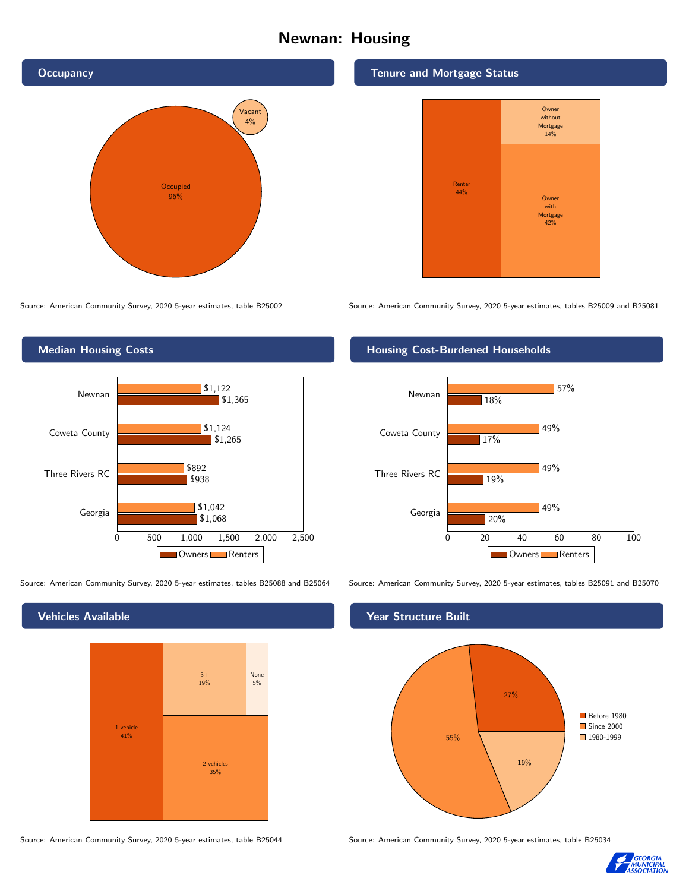# Newnan: Housing

## Occupancy

Vacant
4%

Occupied
96%

Source: American Community Survey, 2020 5-year estimates, table B25002

## Tenure and Mortgage Status

Renter
44%

Owner without Mortgage
14%

Owner with Mortgage
42%

Source: American Community Survey, 2020 5-year estimates, tables B25009 and B25081

## Median Housing Costs

Newnan
$1,122
$1,365

Coweta County
$1,124
$1,265

Three Rivers RC
$892
$938

Georgia
$1,042
$1,068

0 500 1,000 1,500 2,000 2,500

Owners Renters

Source: American Community Survey, 2020 5-year estimates, tables B25088 and B25064

## Housing Cost-Burdened Households

Newnan
57%
18%

Coweta County
49%
17%

Three Rivers RC
49%
19%

Georgia
49%
20%

0 20 40 60 80 100

Owners Renters

Source: American Community Survey, 2020 5-year estimates, tables B25091 and B25070

## Vehicles Available

1 vehicle
41%

3+
19%

None
5%

2 vehicles
35%

Source: American Community Survey, 2020 5-year estimates, table B25044

## Year Structure Built

27%

55%

19%

Before 1980
Since 2000
1980-1999

Source: American Community Survey, 2020 5-year estimates, table B25034